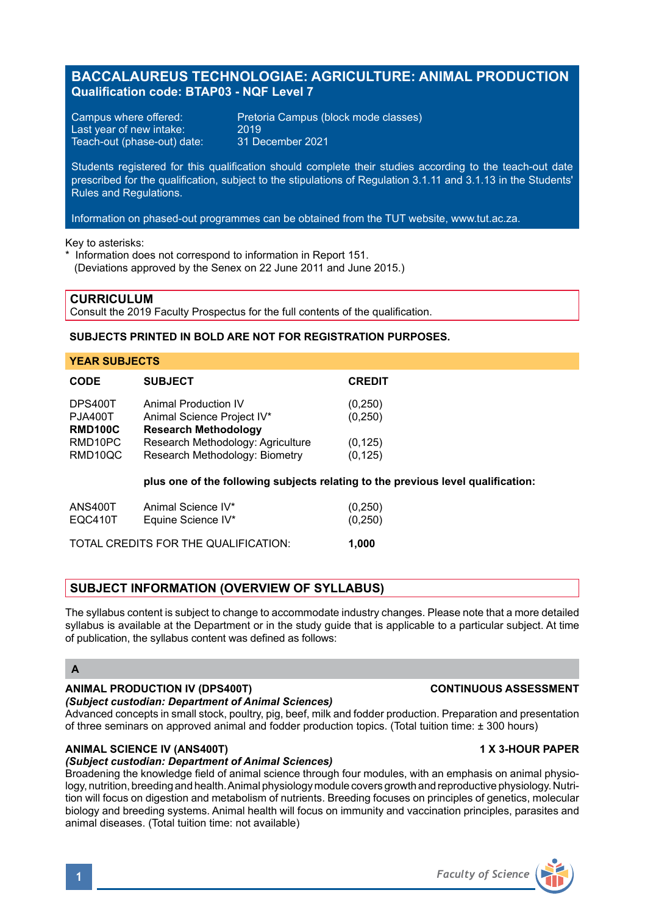# BACCALAUREUS TECHNOLOGIAE: AGRICULTURE: ANIMAL PRODUCTION

**Qualification code: BTAP03 - NQF Level 7**

Campus where offered: Pretoria Campus (block mode classes)
Last year of new intake: 2019
Teach-out (phase-out) date: 31 December 2021

Students registered for this qualification should complete their studies according to the teach-out date prescribed for the qualification, subject to the stipulations of Regulation 3.1.11 and 3.1.13 in the Students' Rules and Regulations.

Information on phased-out programmes can be obtained from the TUT website, www.tut.ac.za.

Key to asterisks:
* Information does not correspond to information in Report 151.
(Deviations approved by the Senex on 22 June 2011 and June 2015.)

## CURRICULUM

Consult the 2019 Faculty Prospectus for the full contents of the qualification.

**SUBJECTS PRINTED IN BOLD ARE NOT FOR REGISTRATION PURPOSES.**

### YEAR SUBJECTS

| CODE | SUBJECT | CREDIT |
|---|---|---|
| DPS400T | Animal Production IV | (0,250) |
| PJA400T | Animal Science Project IV* | (0,250) |
| **RMD100C** | **Research Methodology** | |
| RMD10PC | Research Methodology: Agriculture | (0,125) |
| RMD10QC | Research Methodology: Biometry | (0,125) |
| | **plus one of the following subjects relating to the previous level qualification:** | |
| ANS400T | Animal Science IV* | (0,250) |
| EQC410T | Equine Science IV* | (0,250) |

TOTAL CREDITS FOR THE QUALIFICATION: **1,000**

## SUBJECT INFORMATION (OVERVIEW OF SYLLABUS)

The syllabus content is subject to change to accommodate industry changes. Please note that a more detailed syllabus is available at the Department or in the study guide that is applicable to a particular subject. At time of publication, the syllabus content was defined as follows:

### A

**ANIMAL PRODUCTION IV (DPS400T)** — **CONTINUOUS ASSESSMENT**
*(Subject custodian: Department of Animal Sciences)*
Advanced concepts in small stock, poultry, pig, beef, milk and fodder production. Preparation and presentation of three seminars on approved animal and fodder production topics. (Total tuition time: ± 300 hours)

**ANIMAL SCIENCE IV (ANS400T)** — **1 X 3-HOUR PAPER**
*(Subject custodian: Department of Animal Sciences)*
Broadening the knowledge field of animal science through four modules, with an emphasis on animal physiology, nutrition, breeding and health. Animal physiology module covers growth and reproductive physiology. Nutrition will focus on digestion and metabolism of nutrients. Breeding focuses on principles of genetics, molecular biology and breeding systems. Animal health will focus on immunity and vaccination principles, parasites and animal diseases. (Total tuition time: not available)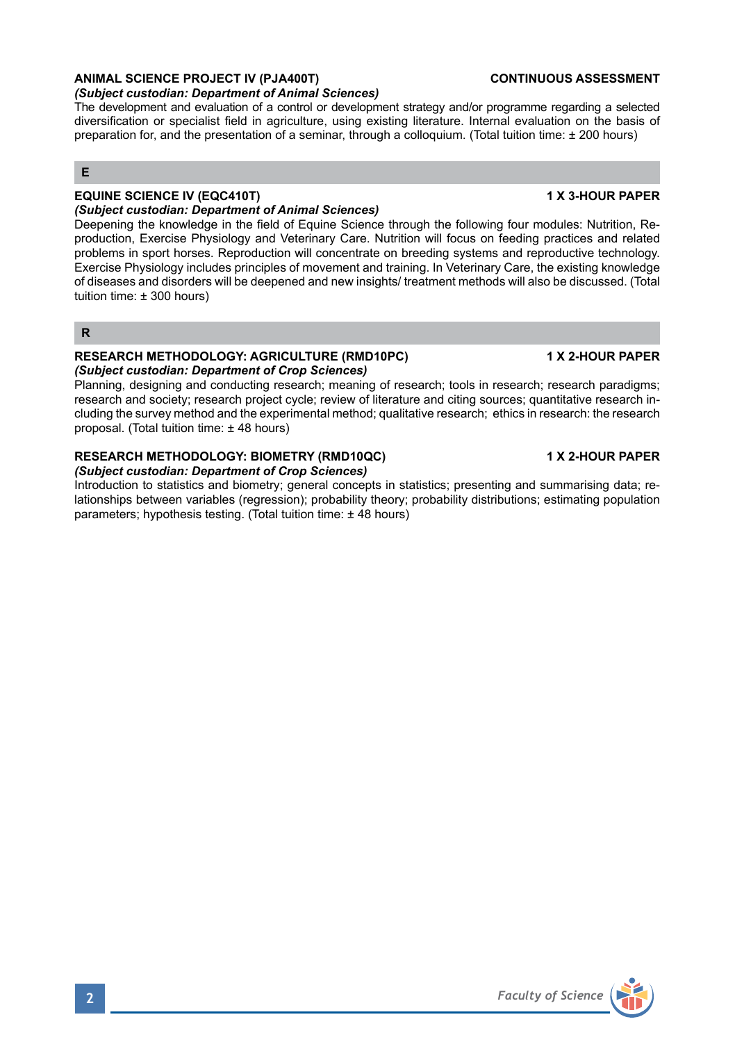**ANIMAL SCIENCE PROJECT IV (PJA400T)** **CONTINUOUS ASSESSMENT**
***(Subject custodian: Department of Animal Sciences)***
The development and evaluation of a control or development strategy and/or programme regarding a selected diversification or specialist field in agriculture, using existing literature. Internal evaluation on the basis of preparation for, and the presentation of a seminar, through a colloquium. (Total tuition time: ± 200 hours)

## E

**EQUINE SCIENCE IV (EQC410T)** **1 X 3-HOUR PAPER**
***(Subject custodian: Department of Animal Sciences)***
Deepening the knowledge in the field of Equine Science through the following four modules: Nutrition, Reproduction, Exercise Physiology and Veterinary Care. Nutrition will focus on feeding practices and related problems in sport horses. Reproduction will concentrate on breeding systems and reproductive technology. Exercise Physiology includes principles of movement and training. In Veterinary Care, the existing knowledge of diseases and disorders will be deepened and new insights/ treatment methods will also be discussed. (Total tuition time: ± 300 hours)

## R

**RESEARCH METHODOLOGY: AGRICULTURE (RMD10PC)** **1 X 2-HOUR PAPER**
***(Subject custodian: Department of Crop Sciences)***
Planning, designing and conducting research; meaning of research; tools in research; research paradigms; research and society; research project cycle; review of literature and citing sources; quantitative research including the survey method and the experimental method; qualitative research; ethics in research: the research proposal. (Total tuition time: ± 48 hours)

**RESEARCH METHODOLOGY: BIOMETRY (RMD10QC)** **1 X 2-HOUR PAPER**
***(Subject custodian: Department of Crop Sciences)***
Introduction to statistics and biometry; general concepts in statistics; presenting and summarising data; relationships between variables (regression); probability theory; probability distributions; estimating population parameters; hypothesis testing. (Total tuition time: ± 48 hours)